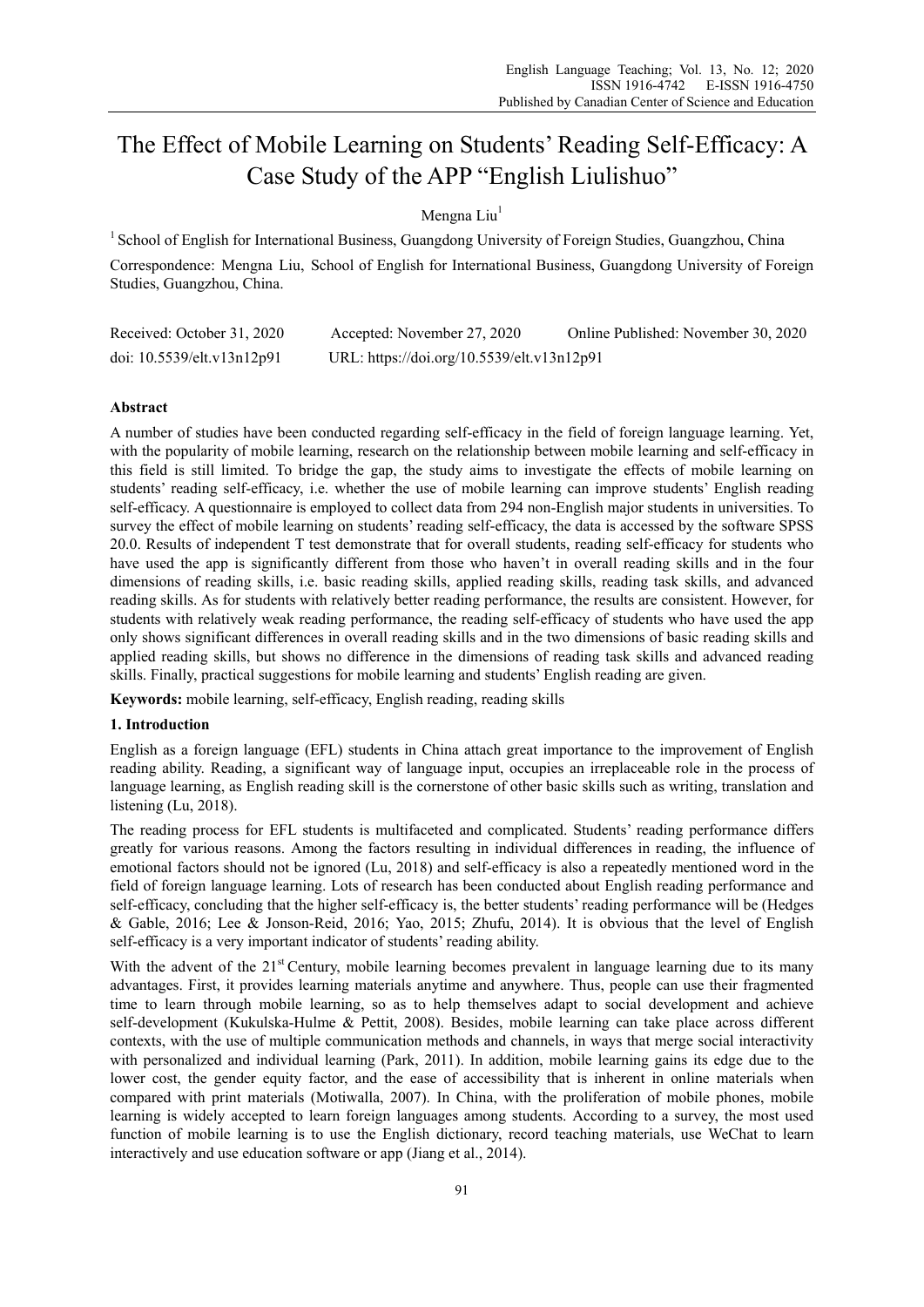# The Effect of Mobile Learning on Students' Reading Self-Efficacy: A Case Study of the APP "English Liulishuo"

Mengna Liu[1]

[1] School of English for International Business, Guangdong University of Foreign Studies, Guangzhou, China

Correspondence: Mengna Liu, School of English for International Business, Guangdong University of Foreign Studies, Guangzhou, China.

Received: October 31, 2020 Accepted: November 27, 2020 Online Published: November 30, 2020

doi: 10.5539/elt.v13n12p91 URL: https://doi.org/10.5539/elt.v13n12p91

## Abstract

A number of studies have been conducted regarding self-efficacy in the field of foreign language learning. Yet, with the popularity of mobile learning, research on the relationship between mobile learning and self-efficacy in this field is still limited. To bridge the gap, the study aims to investigate the effects of mobile learning on students' reading self-efficacy, i.e. whether the use of mobile learning can improve students' English reading self-efficacy. A questionnaire is employed to collect data from 294 non-English major students in universities. To survey the effect of mobile learning on students' reading self-efficacy, the data is accessed by the software SPSS 20.0. Results of independent T test demonstrate that for overall students, reading self-efficacy for students who have used the app is significantly different from those who haven't in overall reading skills and in the four dimensions of reading skills, i.e. basic reading skills, applied reading skills, reading task skills, and advanced reading skills. As for students with relatively better reading performance, the results are consistent. However, for students with relatively weak reading performance, the reading self-efficacy of students who have used the app only shows significant differences in overall reading skills and in the two dimensions of basic reading skills and applied reading skills, but shows no difference in the dimensions of reading task skills and advanced reading skills. Finally, practical suggestions for mobile learning and students' English reading are given.

**Keywords:** mobile learning, self-efficacy, English reading, reading skills

## 1. Introduction

English as a foreign language (EFL) students in China attach great importance to the improvement of English reading ability. Reading, a significant way of language input, occupies an irreplaceable role in the process of language learning, as English reading skill is the cornerstone of other basic skills such as writing, translation and listening (Lu, 2018).

The reading process for EFL students is multifaceted and complicated. Students' reading performance differs greatly for various reasons. Among the factors resulting in individual differences in reading, the influence of emotional factors should not be ignored (Lu, 2018) and self-efficacy is also a repeatedly mentioned word in the field of foreign language learning. Lots of research has been conducted about English reading performance and self-efficacy, concluding that the higher self-efficacy is, the better students' reading performance will be (Hedges & Gable, 2016; Lee & Jonson-Reid, 2016; Yao, 2015; Zhufu, 2014). It is obvious that the level of English self-efficacy is a very important indicator of students' reading ability.

With the advent of the 21st Century, mobile learning becomes prevalent in language learning due to its many advantages. First, it provides learning materials anytime and anywhere. Thus, people can use their fragmented time to learn through mobile learning, so as to help themselves adapt to social development and achieve self-development (Kukulska-Hulme & Pettit, 2008). Besides, mobile learning can take place across different contexts, with the use of multiple communication methods and channels, in ways that merge social interactivity with personalized and individual learning (Park, 2011). In addition, mobile learning gains its edge due to the lower cost, the gender equity factor, and the ease of accessibility that is inherent in online materials when compared with print materials (Motiwalla, 2007). In China, with the proliferation of mobile phones, mobile learning is widely accepted to learn foreign languages among students. According to a survey, the most used function of mobile learning is to use the English dictionary, record teaching materials, use WeChat to learn interactively and use education software or app (Jiang et al., 2014).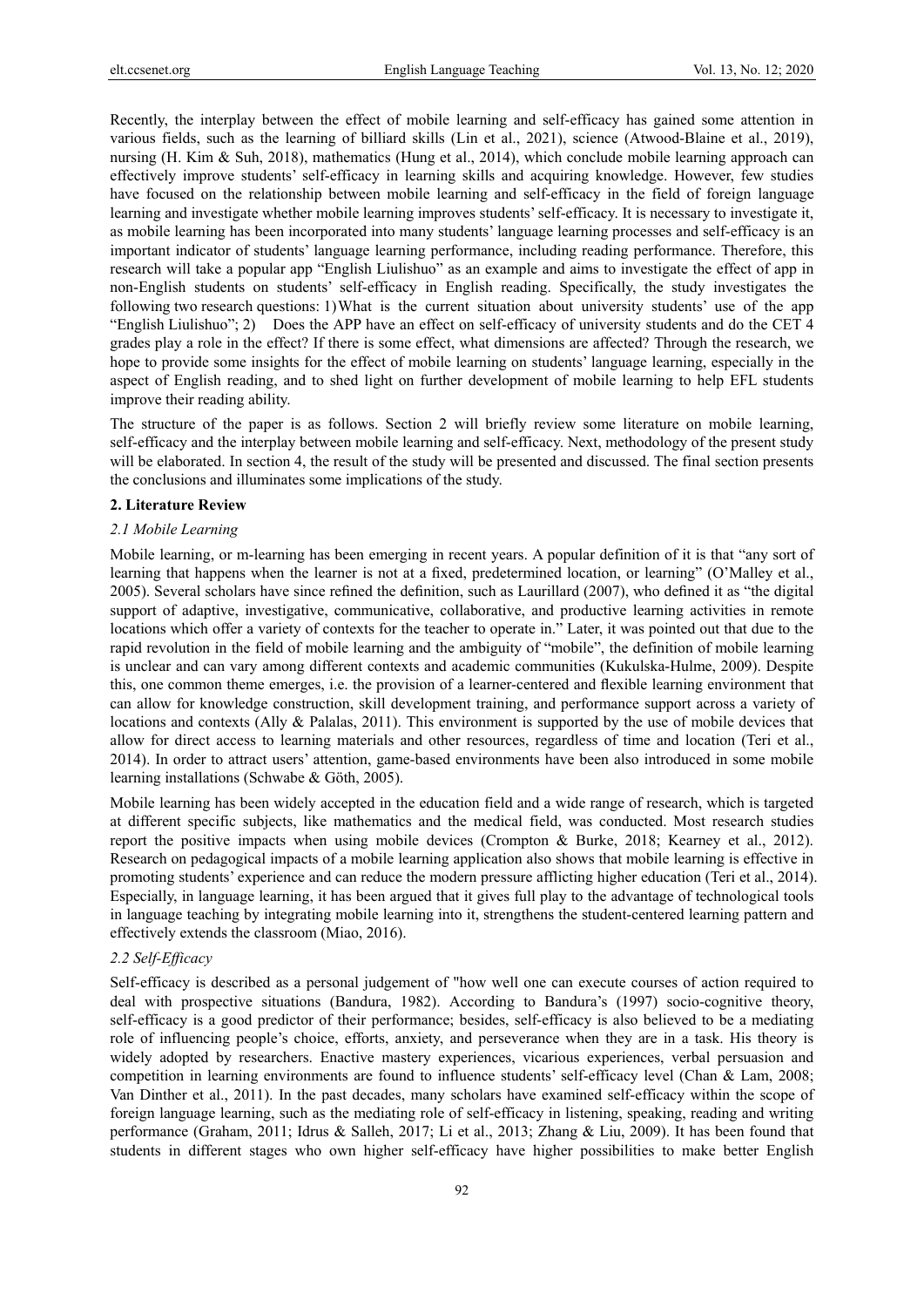Recently, the interplay between the effect of mobile learning and self-efficacy has gained some attention in various fields, such as the learning of billiard skills (Lin et al., 2021), science (Atwood-Blaine et al., 2019), nursing (H. Kim & Suh, 2018), mathematics (Hung et al., 2014), which conclude mobile learning approach can effectively improve students' self-efficacy in learning skills and acquiring knowledge. However, few studies have focused on the relationship between mobile learning and self-efficacy in the field of foreign language learning and investigate whether mobile learning improves students' self-efficacy. It is necessary to investigate it, as mobile learning has been incorporated into many students' language learning processes and self-efficacy is an important indicator of students' language learning performance, including reading performance. Therefore, this research will take a popular app "English Liulishuo" as an example and aims to investigate the effect of app in non-English students on students' self-efficacy in English reading. Specifically, the study investigates the following two research questions: 1) What is the current situation about university students' use of the app "English Liulishuo"; 2) Does the APP have an effect on self-efficacy of university students and do the CET 4 grades play a role in the effect? If there is some effect, what dimensions are affected? Through the research, we hope to provide some insights for the effect of mobile learning on students' language learning, especially in the aspect of English reading, and to shed light on further development of mobile learning to help EFL students improve their reading ability.

The structure of the paper is as follows. Section 2 will briefly review some literature on mobile learning, self-efficacy and the interplay between mobile learning and self-efficacy. Next, methodology of the present study will be elaborated. In section 4, the result of the study will be presented and discussed. The final section presents the conclusions and illuminates some implications of the study.

## 2. Literature Review

### *2.1 Mobile Learning*

Mobile learning, or m-learning has been emerging in recent years. A popular definition of it is that "any sort of learning that happens when the learner is not at a fixed, predetermined location, or learning" (O'Malley et al., 2005). Several scholars have since refined the definition, such as Laurillard (2007), who defined it as "the digital support of adaptive, investigative, communicative, collaborative, and productive learning activities in remote locations which offer a variety of contexts for the teacher to operate in." Later, it was pointed out that due to the rapid revolution in the field of mobile learning and the ambiguity of "mobile", the definition of mobile learning is unclear and can vary among different contexts and academic communities (Kukulska-Hulme, 2009). Despite this, one common theme emerges, i.e. the provision of a learner-centered and flexible learning environment that can allow for knowledge construction, skill development training, and performance support across a variety of locations and contexts (Ally & Palalas, 2011). This environment is supported by the use of mobile devices that allow for direct access to learning materials and other resources, regardless of time and location (Teri et al., 2014). In order to attract users' attention, game-based environments have been also introduced in some mobile learning installations (Schwabe & Göth, 2005).

Mobile learning has been widely accepted in the education field and a wide range of research, which is targeted at different specific subjects, like mathematics and the medical field, was conducted. Most research studies report the positive impacts when using mobile devices (Crompton & Burke, 2018; Kearney et al., 2012). Research on pedagogical impacts of a mobile learning application also shows that mobile learning is effective in promoting students' experience and can reduce the modern pressure afflicting higher education (Teri et al., 2014). Especially, in language learning, it has been argued that it gives full play to the advantage of technological tools in language teaching by integrating mobile learning into it, strengthens the student-centered learning pattern and effectively extends the classroom (Miao, 2016).

### *2.2 Self-Efficacy*

Self-efficacy is described as a personal judgement of "how well one can execute courses of action required to deal with prospective situations (Bandura, 1982). According to Bandura's (1997) socio-cognitive theory, self-efficacy is a good predictor of their performance; besides, self-efficacy is also believed to be a mediating role of influencing people's choice, efforts, anxiety, and perseverance when they are in a task. His theory is widely adopted by researchers. Enactive mastery experiences, vicarious experiences, verbal persuasion and competition in learning environments are found to influence students' self-efficacy level (Chan & Lam, 2008; Van Dinther et al., 2011). In the past decades, many scholars have examined self-efficacy within the scope of foreign language learning, such as the mediating role of self-efficacy in listening, speaking, reading and writing performance (Graham, 2011; Idrus & Salleh, 2017; Li et al., 2013; Zhang & Liu, 2009). It has been found that students in different stages who own higher self-efficacy have higher possibilities to make better English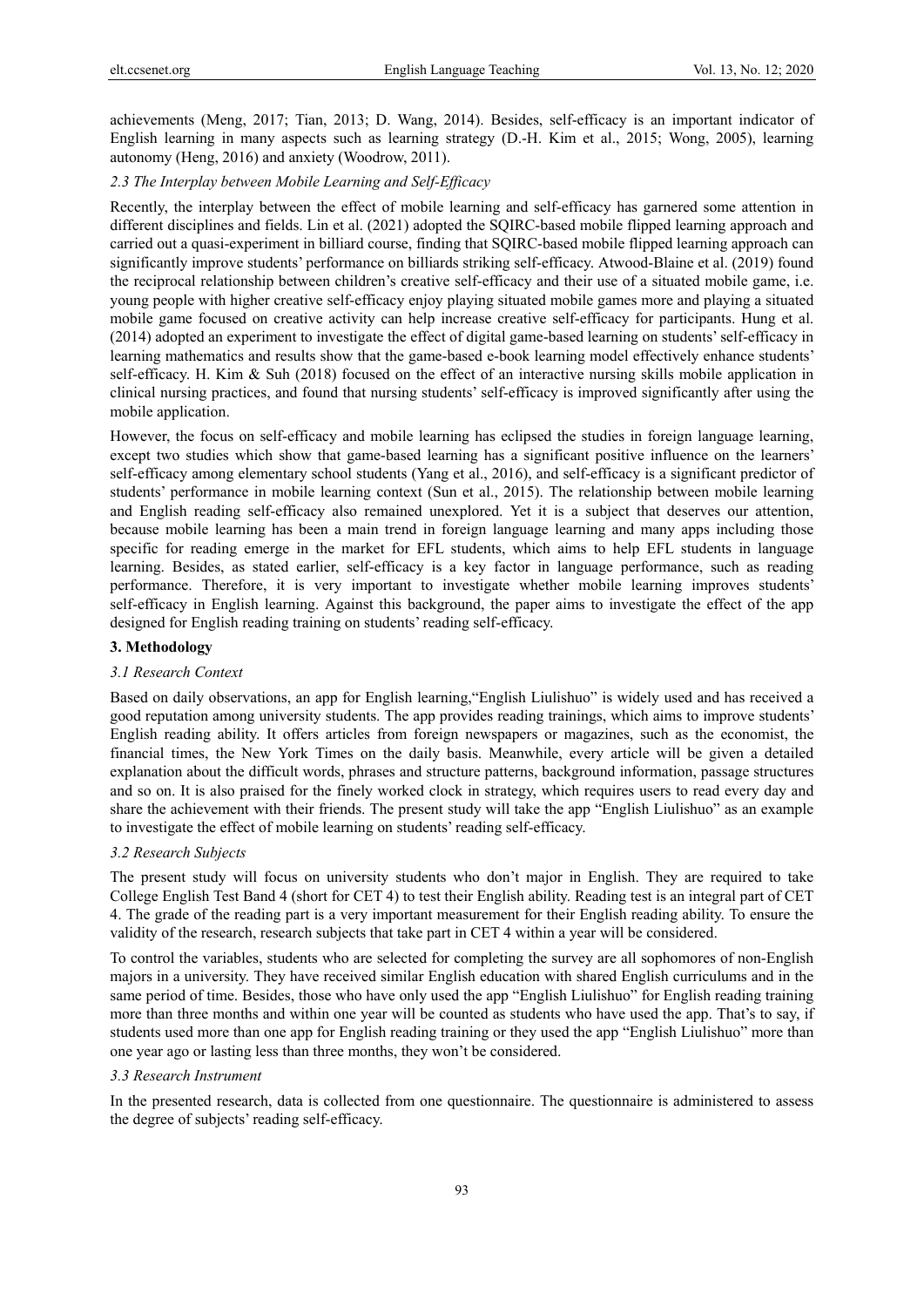achievements (Meng, 2017; Tian, 2013; D. Wang, 2014). Besides, self-efficacy is an important indicator of English learning in many aspects such as learning strategy (D.-H. Kim et al., 2015; Wong, 2005), learning autonomy (Heng, 2016) and anxiety (Woodrow, 2011).

### *2.3 The Interplay between Mobile Learning and Self-Efficacy*

Recently, the interplay between the effect of mobile learning and self-efficacy has garnered some attention in different disciplines and fields. Lin et al. (2021) adopted the SQIRC-based mobile flipped learning approach and carried out a quasi-experiment in billiard course, finding that SQIRC-based mobile flipped learning approach can significantly improve students' performance on billiards striking self-efficacy. Atwood-Blaine et al. (2019) found the reciprocal relationship between children's creative self-efficacy and their use of a situated mobile game, i.e. young people with higher creative self-efficacy enjoy playing situated mobile games more and playing a situated mobile game focused on creative activity can help increase creative self-efficacy for participants. Hung et al. (2014) adopted an experiment to investigate the effect of digital game-based learning on students' self-efficacy in learning mathematics and results show that the game-based e-book learning model effectively enhance students' self-efficacy. H. Kim & Suh (2018) focused on the effect of an interactive nursing skills mobile application in clinical nursing practices, and found that nursing students' self-efficacy is improved significantly after using the mobile application.

However, the focus on self-efficacy and mobile learning has eclipsed the studies in foreign language learning, except two studies which show that game-based learning has a significant positive influence on the learners' self-efficacy among elementary school students (Yang et al., 2016), and self-efficacy is a significant predictor of students' performance in mobile learning context (Sun et al., 2015). The relationship between mobile learning and English reading self-efficacy also remained unexplored. Yet it is a subject that deserves our attention, because mobile learning has been a main trend in foreign language learning and many apps including those specific for reading emerge in the market for EFL students, which aims to help EFL students in language learning. Besides, as stated earlier, self-efficacy is a key factor in language performance, such as reading performance. Therefore, it is very important to investigate whether mobile learning improves students' self-efficacy in English learning. Against this background, the paper aims to investigate the effect of the app designed for English reading training on students' reading self-efficacy.

## **3. Methodology**

### *3.1 Research Context*

Based on daily observations, an app for English learning,"English Liulishuo" is widely used and has received a good reputation among university students. The app provides reading trainings, which aims to improve students' English reading ability. It offers articles from foreign newspapers or magazines, such as the economist, the financial times, the New York Times on the daily basis. Meanwhile, every article will be given a detailed explanation about the difficult words, phrases and structure patterns, background information, passage structures and so on. It is also praised for the finely worked clock in strategy, which requires users to read every day and share the achievement with their friends. The present study will take the app "English Liulishuo" as an example to investigate the effect of mobile learning on students' reading self-efficacy.

### *3.2 Research Subjects*

The present study will focus on university students who don't major in English. They are required to take College English Test Band 4 (short for CET 4) to test their English ability. Reading test is an integral part of CET 4. The grade of the reading part is a very important measurement for their English reading ability. To ensure the validity of the research, research subjects that take part in CET 4 within a year will be considered.

To control the variables, students who are selected for completing the survey are all sophomores of non-English majors in a university. They have received similar English education with shared English curriculums and in the same period of time. Besides, those who have only used the app "English Liulishuo" for English reading training more than three months and within one year will be counted as students who have used the app. That's to say, if students used more than one app for English reading training or they used the app "English Liulishuo" more than one year ago or lasting less than three months, they won't be considered.

### *3.3 Research Instrument*

In the presented research, data is collected from one questionnaire. The questionnaire is administered to assess the degree of subjects' reading self-efficacy.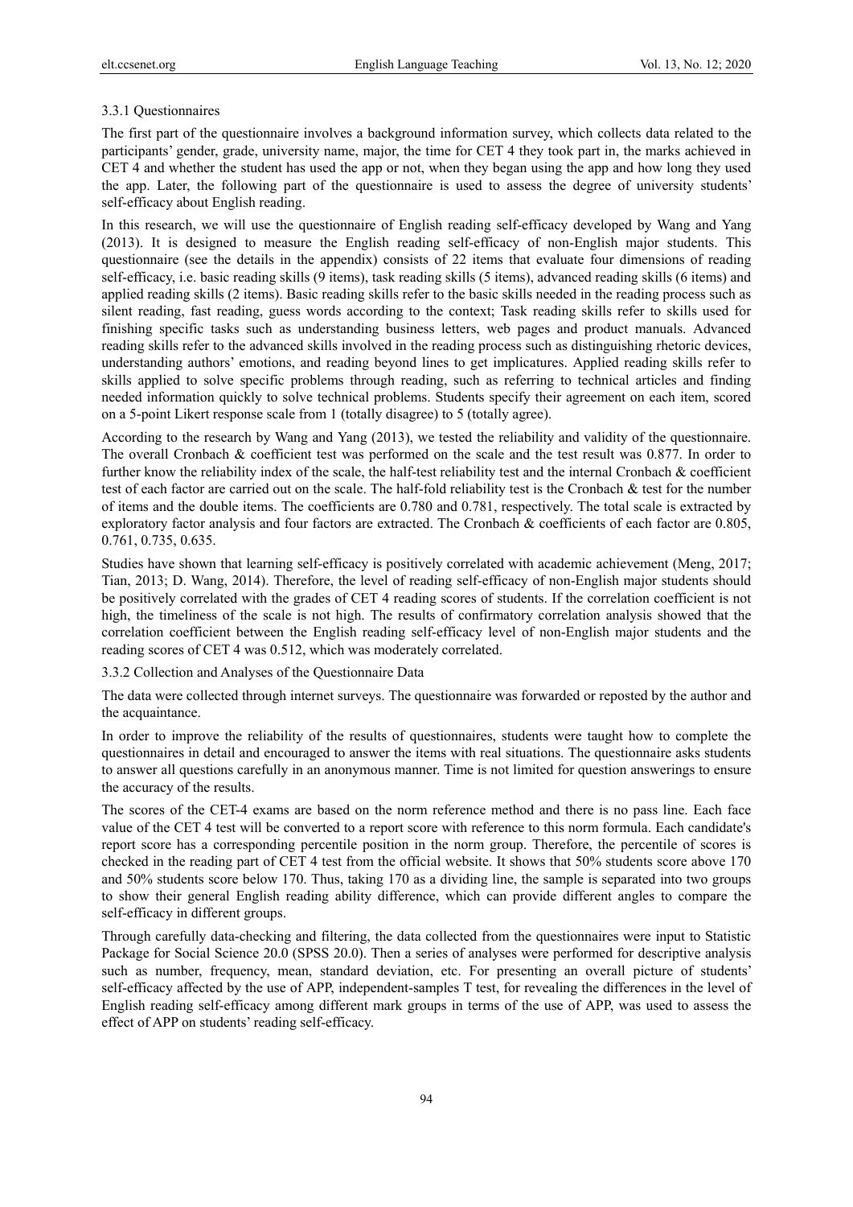### 3.3.1 Questionnaires

The first part of the questionnaire involves a background information survey, which collects data related to the participants' gender, grade, university name, major, the time for CET 4 they took part in, the marks achieved in CET 4 and whether the student has used the app or not, when they began using the app and how long they used the app. Later, the following part of the questionnaire is used to assess the degree of university students' self-efficacy about English reading.

In this research, we will use the questionnaire of English reading self-efficacy developed by Wang and Yang (2013). It is designed to measure the English reading self-efficacy of non-English major students. This questionnaire (see the details in the appendix) consists of 22 items that evaluate four dimensions of reading self-efficacy, i.e. basic reading skills (9 items), task reading skills (5 items), advanced reading skills (6 items) and applied reading skills (2 items). Basic reading skills refer to the basic skills needed in the reading process such as silent reading, fast reading, guess words according to the context; Task reading skills refer to skills used for finishing specific tasks such as understanding business letters, web pages and product manuals. Advanced reading skills refer to the advanced skills involved in the reading process such as distinguishing rhetoric devices, understanding authors' emotions, and reading beyond lines to get implicatures. Applied reading skills refer to skills applied to solve specific problems through reading, such as referring to technical articles and finding needed information quickly to solve technical problems. Students specify their agreement on each item, scored on a 5-point Likert response scale from 1 (totally disagree) to 5 (totally agree).

According to the research by Wang and Yang (2013), we tested the reliability and validity of the questionnaire. The overall Cronbach & coefficient test was performed on the scale and the test result was 0.877. In order to further know the reliability index of the scale, the half-test reliability test and the internal Cronbach & coefficient test of each factor are carried out on the scale. The half-fold reliability test is the Cronbach & test for the number of items and the double items. The coefficients are 0.780 and 0.781, respectively. The total scale is extracted by exploratory factor analysis and four factors are extracted. The Cronbach & coefficients of each factor are 0.805, 0.761, 0.735, 0.635.

Studies have shown that learning self-efficacy is positively correlated with academic achievement (Meng, 2017; Tian, 2013; D. Wang, 2014). Therefore, the level of reading self-efficacy of non-English major students should be positively correlated with the grades of CET 4 reading scores of students. If the correlation coefficient is not high, the timeliness of the scale is not high. The results of confirmatory correlation analysis showed that the correlation coefficient between the English reading self-efficacy level of non-English major students and the reading scores of CET 4 was 0.512, which was moderately correlated.

### 3.3.2 Collection and Analyses of the Questionnaire Data

The data were collected through internet surveys. The questionnaire was forwarded or reposted by the author and the acquaintance.

In order to improve the reliability of the results of questionnaires, students were taught how to complete the questionnaires in detail and encouraged to answer the items with real situations. The questionnaire asks students to answer all questions carefully in an anonymous manner. Time is not limited for question answerings to ensure the accuracy of the results.

The scores of the CET-4 exams are based on the norm reference method and there is no pass line. Each face value of the CET 4 test will be converted to a report score with reference to this norm formula. Each candidate's report score has a corresponding percentile position in the norm group. Therefore, the percentile of scores is checked in the reading part of CET 4 test from the official website. It shows that 50% students score above 170 and 50% students score below 170. Thus, taking 170 as a dividing line, the sample is separated into two groups to show their general English reading ability difference, which can provide different angles to compare the self-efficacy in different groups.

Through carefully data-checking and filtering, the data collected from the questionnaires were input to Statistic Package for Social Science 20.0 (SPSS 20.0). Then a series of analyses were performed for descriptive analysis such as number, frequency, mean, standard deviation, etc. For presenting an overall picture of students' self-efficacy affected by the use of APP, independent-samples T test, for revealing the differences in the level of English reading self-efficacy among different mark groups in terms of the use of APP, was used to assess the effect of APP on students' reading self-efficacy.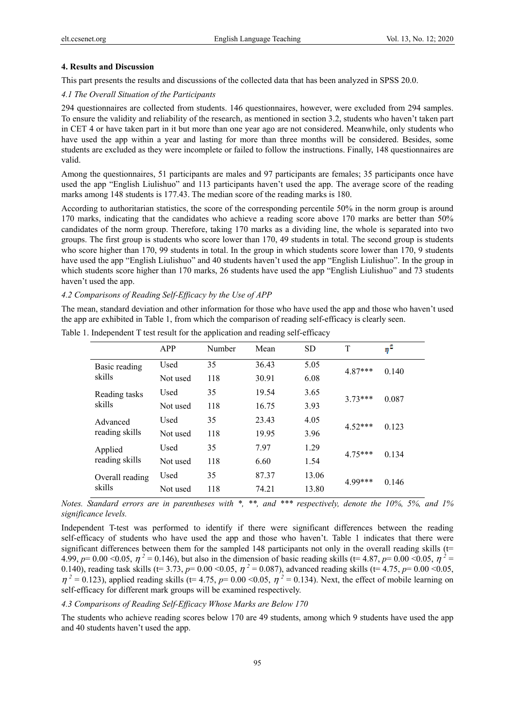## 4. Results and Discussion

This part presents the results and discussions of the collected data that has been analyzed in SPSS 20.0.

### *4.1 The Overall Situation of the Participants*

294 questionnaires are collected from students. 146 questionnaires, however, were excluded from 294 samples. To ensure the validity and reliability of the research, as mentioned in section 3.2, students who haven't taken part in CET 4 or have taken part in it but more than one year ago are not considered. Meanwhile, only students who have used the app within a year and lasting for more than three months will be considered. Besides, some students are excluded as they were incomplete or failed to follow the instructions. Finally, 148 questionnaires are valid.

Among the questionnaires, 51 participants are males and 97 participants are females; 35 participants once have used the app "English Liulishuo" and 113 participants haven't used the app. The average score of the reading marks among 148 students is 177.43. The median score of the reading marks is 180.

According to authoritarian statistics, the score of the corresponding percentile 50% in the norm group is around 170 marks, indicating that the candidates who achieve a reading score above 170 marks are better than 50% candidates of the norm group. Therefore, taking 170 marks as a dividing line, the whole is separated into two groups. The first group is students who score lower than 170, 49 students in total. The second group is students who score higher than 170, 99 students in total. In the group in which students score lower than 170, 9 students have used the app "English Liulishuo" and 40 students haven't used the app "English Liulishuo". In the group in which students score higher than 170 marks, 26 students have used the app "English Liulishuo" and 73 students haven't used the app.

### *4.2 Comparisons of Reading Self-Efficacy by the Use of APP*

The mean, standard deviation and other information for those who have used the app and those who haven't used the app are exhibited in Table 1, from which the comparison of reading self-efficacy is clearly seen.

Table 1. Independent T test result for the application and reading self-efficacy

| | APP | Number | Mean | SD | T | $\eta^2$ |
|---|---|---|---|---|---|---|
| Basic reading skills | Used | 35 | 36.43 | 5.05 | 4.87*** | 0.140 |
| | Not used | 118 | 30.91 | 6.08 | | |
| Reading tasks skills | Used | 35 | 19.54 | 3.65 | 3.73*** | 0.087 |
| | Not used | 118 | 16.75 | 3.93 | | |
| Advanced reading skills | Used | 35 | 23.43 | 4.05 | 4.52*** | 0.123 |
| | Not used | 118 | 19.95 | 3.96 | | |
| Applied reading skills | Used | 35 | 7.97 | 1.29 | 4.75*** | 0.134 |
| | Not used | 118 | 6.60 | 1.54 | | |
| Overall reading skills | Used | 35 | 87.37 | 13.06 | 4.99*** | 0.146 |
| | Not used | 118 | 74.21 | 13.80 | | |

*Notes. Standard errors are in parentheses with \*, \*\*, and \*\*\* respectively, denote the 10%, 5%, and 1% significance levels.*

Independent T-test was performed to identify if there were significant differences between the reading self-efficacy of students who have used the app and those who haven't. Table 1 indicates that there were significant differences between them for the sampled 148 participants not only in the overall reading skills ($t = 4.99$, $p = 0.00 < 0.05$, $\eta^2 = 0.146$), but also in the dimension of basic reading skills ($t = 4.87$, $p = 0.00 < 0.05$, $\eta^2 = 0.140$), reading task skills ($t = 3.73$, $p = 0.00 < 0.05$, $\eta^2 = 0.087$), advanced reading skills ($t = 4.75$, $p = 0.00 < 0.05$, $\eta^2 = 0.123$), applied reading skills ($t = 4.75$, $p = 0.00 < 0.05$, $\eta^2 = 0.134$). Next, the effect of mobile learning on self-efficacy for different mark groups will be examined respectively.

### *4.3 Comparisons of Reading Self-Efficacy Whose Marks are Below 170*

The students who achieve reading scores below 170 are 49 students, among which 9 students have used the app and 40 students haven't used the app.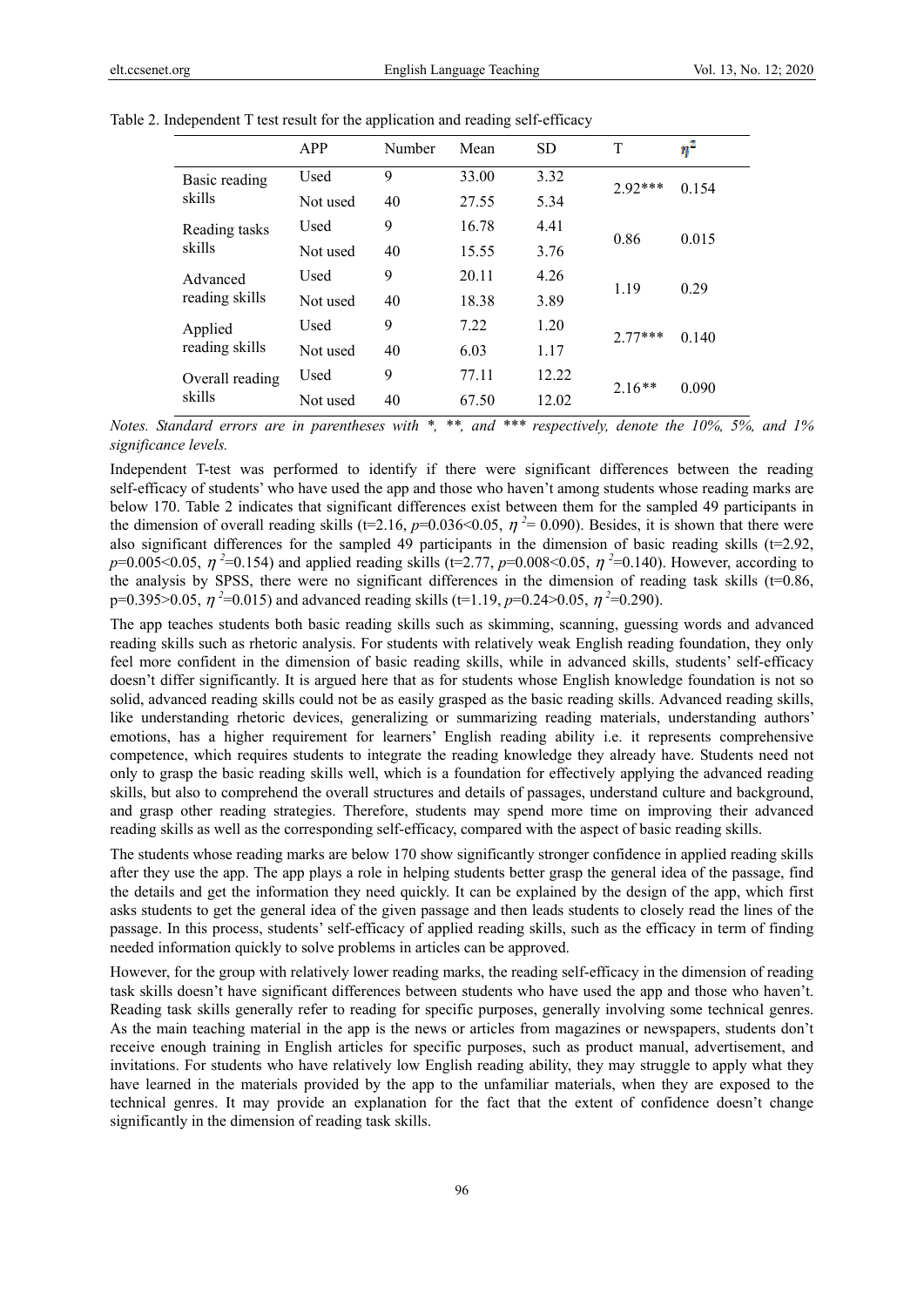Table 2. Independent T test result for the application and reading self-efficacy

| | APP | Number | Mean | SD | T | $\eta^2$ |
|---|---|---|---|---|---|---|
| Basic reading skills | Used | 9 | 33.00 | 3.32 | 2.92*** | 0.154 |
| | Not used | 40 | 27.55 | 5.34 | | |
| Reading tasks skills | Used | 9 | 16.78 | 4.41 | 0.86 | 0.015 |
| | Not used | 40 | 15.55 | 3.76 | | |
| Advanced reading skills | Used | 9 | 20.11 | 4.26 | 1.19 | 0.29 |
| | Not used | 40 | 18.38 | 3.89 | | |
| Applied reading skills | Used | 9 | 7.22 | 1.20 | 2.77*** | 0.140 |
| | Not used | 40 | 6.03 | 1.17 | | |
| Overall reading skills | Used | 9 | 77.11 | 12.22 | 2.16** | 0.090 |
| | Not used | 40 | 67.50 | 12.02 | | |

*Notes. Standard errors are in parentheses with *, **, and *** respectively, denote the 10%, 5%, and 1% significance levels.*

Independent T-test was performed to identify if there were significant differences between the reading self-efficacy of students' who have used the app and those who haven't among students whose reading marks are below 170. Table 2 indicates that significant differences exist between them for the sampled 49 participants in the dimension of overall reading skills ($t=2.16$, $p=0.036<0.05$, $\eta^2= 0.090$). Besides, it is shown that there were also significant differences for the sampled 49 participants in the dimension of basic reading skills ($t=2.92$, $p=0.005<0.05$, $\eta^2=0.154$) and applied reading skills ($t=2.77$, $p=0.008<0.05$, $\eta^2=0.140$). However, according to the analysis by SPSS, there were no significant differences in the dimension of reading task skills ($t=0.86$, $p=0.395>0.05$, $\eta^2=0.015$) and advanced reading skills ($t=1.19$, $p=0.24>0.05$, $\eta^2=0.290$).

The app teaches students both basic reading skills such as skimming, scanning, guessing words and advanced reading skills such as rhetoric analysis. For students with relatively weak English reading foundation, they only feel more confident in the dimension of basic reading skills, while in advanced skills, students' self-efficacy doesn't differ significantly. It is argued here that as for students whose English knowledge foundation is not so solid, advanced reading skills could not be as easily grasped as the basic reading skills. Advanced reading skills, like understanding rhetoric devices, generalizing or summarizing reading materials, understanding authors' emotions, has a higher requirement for learners' English reading ability i.e. it represents comprehensive competence, which requires students to integrate the reading knowledge they already have. Students need not only to grasp the basic reading skills well, which is a foundation for effectively applying the advanced reading skills, but also to comprehend the overall structures and details of passages, understand culture and background, and grasp other reading strategies. Therefore, students may spend more time on improving their advanced reading skills as well as the corresponding self-efficacy, compared with the aspect of basic reading skills.

The students whose reading marks are below 170 show significantly stronger confidence in applied reading skills after they use the app. The app plays a role in helping students better grasp the general idea of the passage, find the details and get the information they need quickly. It can be explained by the design of the app, which first asks students to get the general idea of the given passage and then leads students to closely read the lines of the passage. In this process, students' self-efficacy of applied reading skills, such as the efficacy in term of finding needed information quickly to solve problems in articles can be approved.

However, for the group with relatively lower reading marks, the reading self-efficacy in the dimension of reading task skills doesn't have significant differences between students who have used the app and those who haven't. Reading task skills generally refer to reading for specific purposes, generally involving some technical genres. As the main teaching material in the app is the news or articles from magazines or newspapers, students don't receive enough training in English articles for specific purposes, such as product manual, advertisement, and invitations. For students who have relatively low English reading ability, they may struggle to apply what they have learned in the materials provided by the app to the unfamiliar materials, when they are exposed to the technical genres. It may provide an explanation for the fact that the extent of confidence doesn't change significantly in the dimension of reading task skills.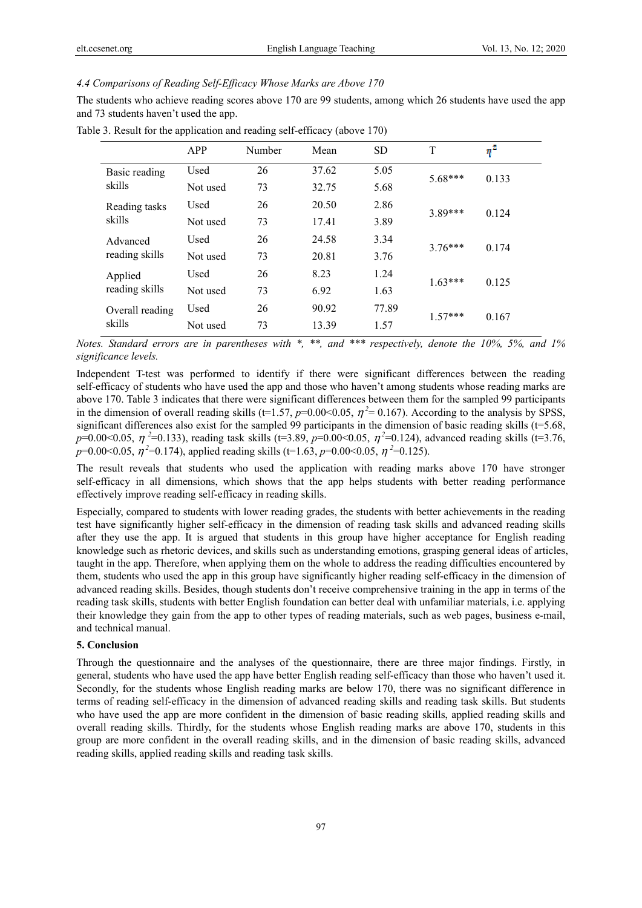*4.4 Comparisons of Reading Self-Efficacy Whose Marks are Above 170*

The students who achieve reading scores above 170 are 99 students, among which 26 students have used the app and 73 students haven't used the app.

Table 3. Result for the application and reading self-efficacy (above 170)

| | APP | Number | Mean | SD | T | $\eta^2$ |
|---|---|---|---|---|---|---|
| Basic reading skills | Used | 26 | 37.62 | 5.05 | 5.68*** | 0.133 |
| | Not used | 73 | 32.75 | 5.68 | | |
| Reading tasks skills | Used | 26 | 20.50 | 2.86 | 3.89*** | 0.124 |
| | Not used | 73 | 17.41 | 3.89 | | |
| Advanced reading skills | Used | 26 | 24.58 | 3.34 | 3.76*** | 0.174 |
| | Not used | 73 | 20.81 | 3.76 | | |
| Applied reading skills | Used | 26 | 8.23 | 1.24 | 1.63*** | 0.125 |
| | Not used | 73 | 6.92 | 1.63 | | |
| Overall reading skills | Used | 26 | 90.92 | 77.89 | 1.57*** | 0.167 |
| | Not used | 73 | 13.39 | 1.57 | | |

*Notes. Standard errors are in parentheses with *, **, and *** respectively, denote the 10%, 5%, and 1% significance levels.*

Independent T-test was performed to identify if there were significant differences between the reading self-efficacy of students who have used the app and those who haven't among students whose reading marks are above 170. Table 3 indicates that there were significant differences between them for the sampled 99 participants in the dimension of overall reading skills ($t$=1.57, $p$=0.00<0.05, $\eta^2$= 0.167). According to the analysis by SPSS, significant differences also exist for the sampled 99 participants in the dimension of basic reading skills ($t$=5.68, $p$=0.00<0.05, $\eta^2$=0.133), reading task skills ($t$=3.89, $p$=0.00<0.05, $\eta^2$=0.124), advanced reading skills ($t$=3.76, $p$=0.00<0.05, $\eta^2$=0.174), applied reading skills ($t$=1.63, $p$=0.00<0.05, $\eta^2$=0.125).

The result reveals that students who used the application with reading marks above 170 have stronger self-efficacy in all dimensions, which shows that the app helps students with better reading performance effectively improve reading self-efficacy in reading skills.

Especially, compared to students with lower reading grades, the students with better achievements in the reading test have significantly higher self-efficacy in the dimension of reading task skills and advanced reading skills after they use the app. It is argued that students in this group have higher acceptance for English reading knowledge such as rhetoric devices, and skills such as understanding emotions, grasping general ideas of articles, taught in the app. Therefore, when applying them on the whole to address the reading difficulties encountered by them, students who used the app in this group have significantly higher reading self-efficacy in the dimension of advanced reading skills. Besides, though students don't receive comprehensive training in the app in terms of the reading task skills, students with better English foundation can better deal with unfamiliar materials, i.e. applying their knowledge they gain from the app to other types of reading materials, such as web pages, business e-mail, and technical manual.

## 5. Conclusion

Through the questionnaire and the analyses of the questionnaire, there are three major findings. Firstly, in general, students who have used the app have better English reading self-efficacy than those who haven't used it. Secondly, for the students whose English reading marks are below 170, there was no significant difference in terms of reading self-efficacy in the dimension of advanced reading skills and reading task skills. But students who have used the app are more confident in the dimension of basic reading skills, applied reading skills and overall reading skills. Thirdly, for the students whose English reading marks are above 170, students in this group are more confident in the overall reading skills, and in the dimension of basic reading skills, advanced reading skills, applied reading skills and reading task skills.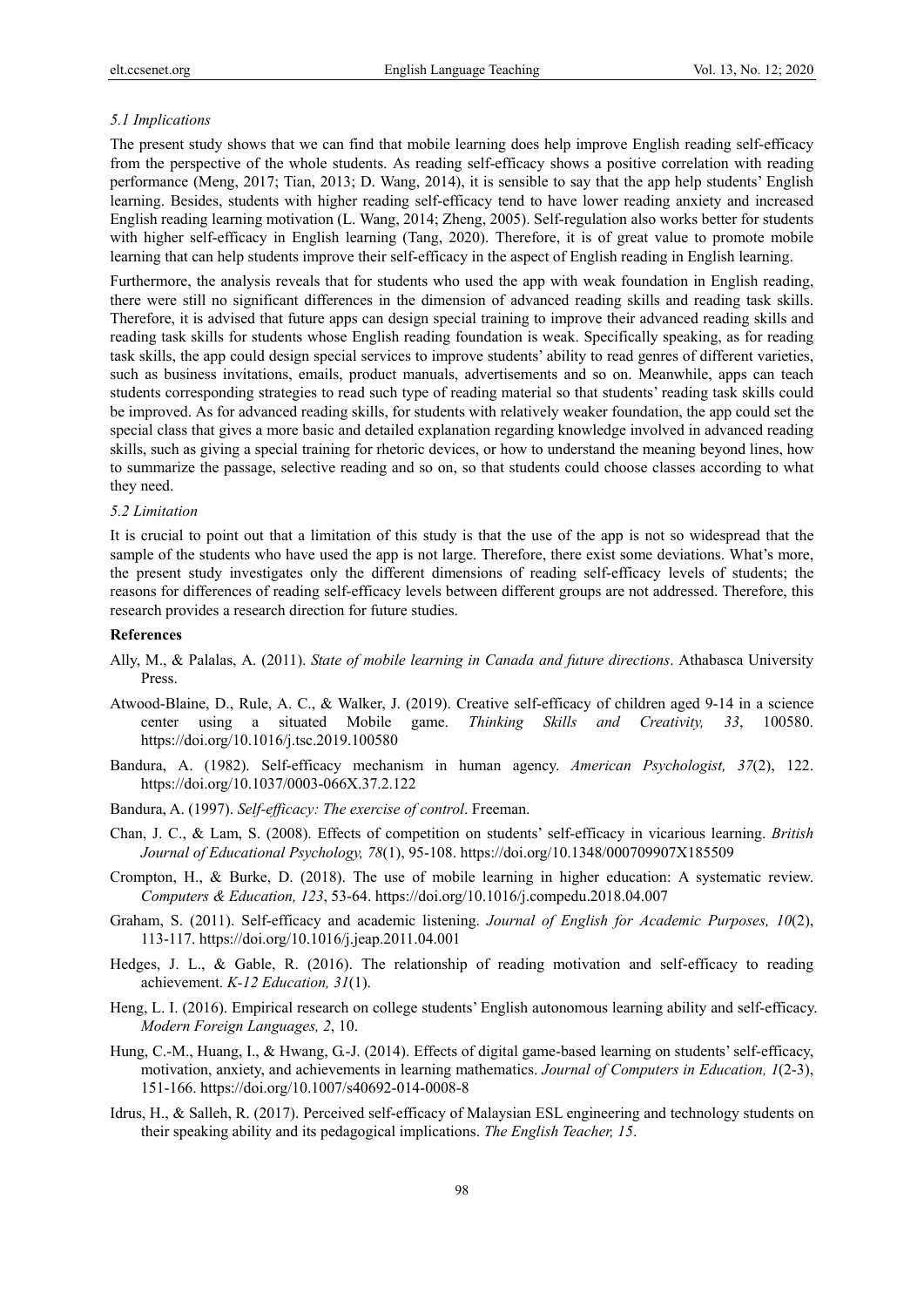### 5.1 Implications

The present study shows that we can find that mobile learning does help improve English reading self-efficacy from the perspective of the whole students. As reading self-efficacy shows a positive correlation with reading performance (Meng, 2017; Tian, 2013; D. Wang, 2014), it is sensible to say that the app help students' English learning. Besides, students with higher reading self-efficacy tend to have lower reading anxiety and increased English reading learning motivation (L. Wang, 2014; Zheng, 2005). Self-regulation also works better for students with higher self-efficacy in English learning (Tang, 2020). Therefore, it is of great value to promote mobile learning that can help students improve their self-efficacy in the aspect of English reading in English learning.

Furthermore, the analysis reveals that for students who used the app with weak foundation in English reading, there were still no significant differences in the dimension of advanced reading skills and reading task skills. Therefore, it is advised that future apps can design special training to improve their advanced reading skills and reading task skills for students whose English reading foundation is weak. Specifically speaking, as for reading task skills, the app could design special services to improve students' ability to read genres of different varieties, such as business invitations, emails, product manuals, advertisements and so on. Meanwhile, apps can teach students corresponding strategies to read such type of reading material so that students' reading task skills could be improved. As for advanced reading skills, for students with relatively weaker foundation, the app could set the special class that gives a more basic and detailed explanation regarding knowledge involved in advanced reading skills, such as giving a special training for rhetoric devices, or how to understand the meaning beyond lines, how to summarize the passage, selective reading and so on, so that students could choose classes according to what they need.

### 5.2 Limitation

It is crucial to point out that a limitation of this study is that the use of the app is not so widespread that the sample of the students who have used the app is not large. Therefore, there exist some deviations. What's more, the present study investigates only the different dimensions of reading self-efficacy levels of students; the reasons for differences of reading self-efficacy levels between different groups are not addressed. Therefore, this research provides a research direction for future studies.

## References

Ally, M., & Palalas, A. (2011). *State of mobile learning in Canada and future directions*. Athabasca University Press.

Atwood-Blaine, D., Rule, A. C., & Walker, J. (2019). Creative self-efficacy of children aged 9-14 in a science center using a situated Mobile game. *Thinking Skills and Creativity, 33*, 100580. https://doi.org/10.1016/j.tsc.2019.100580

Bandura, A. (1982). Self-efficacy mechanism in human agency. *American Psychologist, 37*(2), 122. https://doi.org/10.1037/0003-066X.37.2.122

Bandura, A. (1997). *Self-efficacy: The exercise of control*. Freeman.

Chan, J. C., & Lam, S. (2008). Effects of competition on students' self-efficacy in vicarious learning. *British Journal of Educational Psychology, 78*(1), 95-108. https://doi.org/10.1348/000709907X185509

Crompton, H., & Burke, D. (2018). The use of mobile learning in higher education: A systematic review. *Computers & Education, 123*, 53-64. https://doi.org/10.1016/j.compedu.2018.04.007

Graham, S. (2011). Self-efficacy and academic listening. *Journal of English for Academic Purposes, 10*(2), 113-117. https://doi.org/10.1016/j.jeap.2011.04.001

Hedges, J. L., & Gable, R. (2016). The relationship of reading motivation and self-efficacy to reading achievement. *K-12 Education, 31*(1).

Heng, L. I. (2016). Empirical research on college students' English autonomous learning ability and self-efficacy. *Modern Foreign Languages, 2*, 10.

Hung, C.-M., Huang, I., & Hwang, G.-J. (2014). Effects of digital game-based learning on students' self-efficacy, motivation, anxiety, and achievements in learning mathematics. *Journal of Computers in Education, 1*(2-3), 151-166. https://doi.org/10.1007/s40692-014-0008-8

Idrus, H., & Salleh, R. (2017). Perceived self-efficacy of Malaysian ESL engineering and technology students on their speaking ability and its pedagogical implications. *The English Teacher, 15*.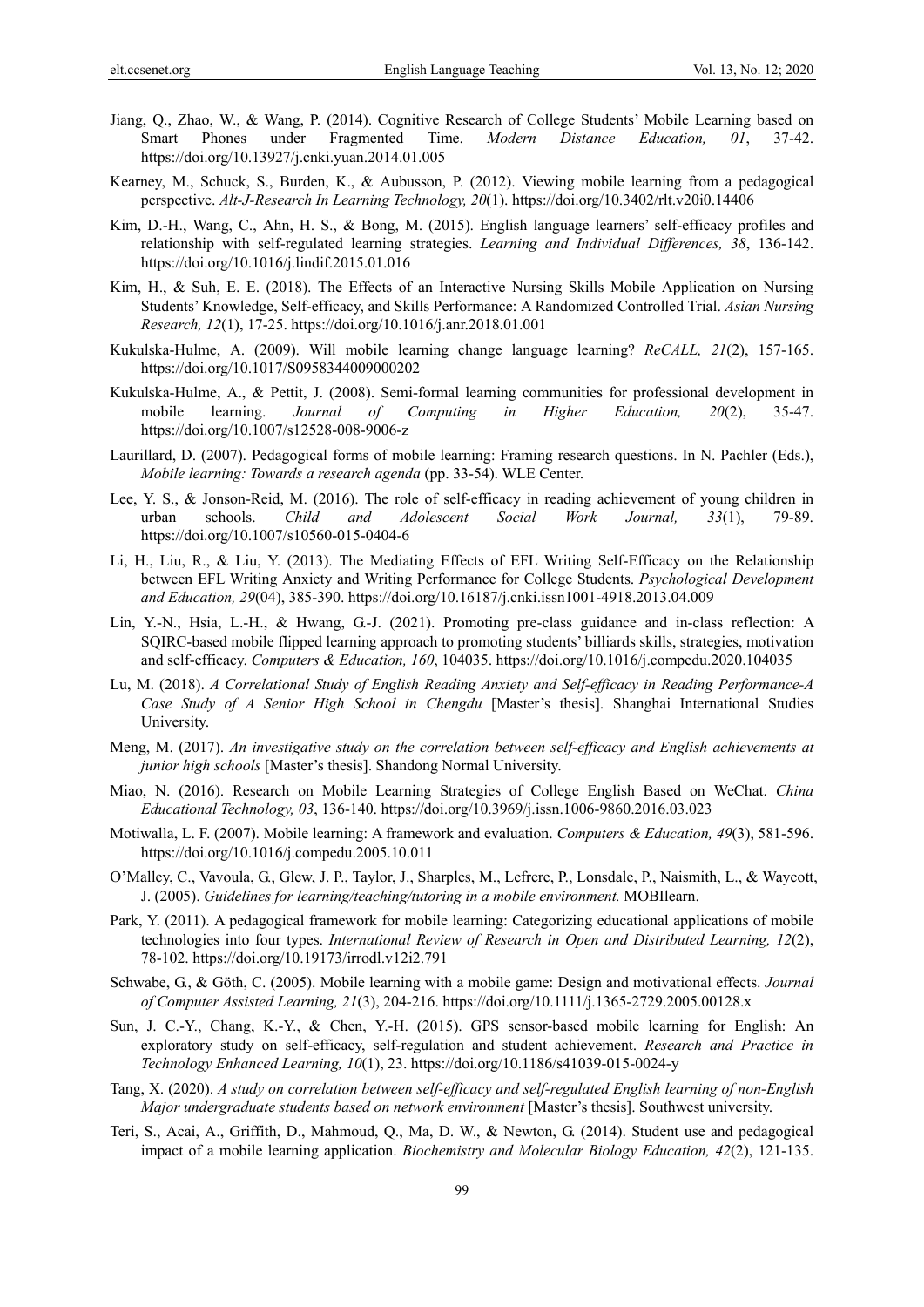Jiang, Q., Zhao, W., & Wang, P. (2014). Cognitive Research of College Students' Mobile Learning based on Smart Phones under Fragmented Time. *Modern Distance Education, 01*, 37-42. https://doi.org/10.13927/j.cnki.yuan.2014.01.005

Kearney, M., Schuck, S., Burden, K., & Aubusson, P. (2012). Viewing mobile learning from a pedagogical perspective. *Alt-J-Research In Learning Technology, 20*(1). https://doi.org/10.3402/rlt.v20i0.14406

Kim, D.-H., Wang, C., Ahn, H. S., & Bong, M. (2015). English language learners' self-efficacy profiles and relationship with self-regulated learning strategies. *Learning and Individual Differences, 38*, 136-142. https://doi.org/10.1016/j.lindif.2015.01.016

Kim, H., & Suh, E. E. (2018). The Effects of an Interactive Nursing Skills Mobile Application on Nursing Students' Knowledge, Self-efficacy, and Skills Performance: A Randomized Controlled Trial. *Asian Nursing Research, 12*(1), 17-25. https://doi.org/10.1016/j.anr.2018.01.001

Kukulska-Hulme, A. (2009). Will mobile learning change language learning? *ReCALL, 21*(2), 157-165. https://doi.org/10.1017/S0958344009000202

Kukulska-Hulme, A., & Pettit, J. (2008). Semi-formal learning communities for professional development in mobile learning. *Journal of Computing in Higher Education, 20*(2), 35-47. https://doi.org/10.1007/s12528-008-9006-z

Laurillard, D. (2007). Pedagogical forms of mobile learning: Framing research questions. In N. Pachler (Eds.), *Mobile learning: Towards a research agenda* (pp. 33-54). WLE Center.

Lee, Y. S., & Jonson-Reid, M. (2016). The role of self-efficacy in reading achievement of young children in urban schools. *Child and Adolescent Social Work Journal, 33*(1), 79-89. https://doi.org/10.1007/s10560-015-0404-6

Li, H., Liu, R., & Liu, Y. (2013). The Mediating Effects of EFL Writing Self-Efficacy on the Relationship between EFL Writing Anxiety and Writing Performance for College Students. *Psychological Development and Education, 29*(04), 385-390. https://doi.org/10.16187/j.cnki.issn1001-4918.2013.04.009

Lin, Y.-N., Hsia, L.-H., & Hwang, G.-J. (2021). Promoting pre-class guidance and in-class reflection: A SQIRC-based mobile flipped learning approach to promoting students' billiards skills, strategies, motivation and self-efficacy. *Computers & Education, 160*, 104035. https://doi.org/10.1016/j.compedu.2020.104035

Lu, M. (2018). *A Correlational Study of English Reading Anxiety and Self-efficacy in Reading Performance-A Case Study of A Senior High School in Chengdu* [Master's thesis]. Shanghai International Studies University.

Meng, M. (2017). *An investigative study on the correlation between self-efficacy and English achievements at junior high schools* [Master's thesis]. Shandong Normal University.

Miao, N. (2016). Research on Mobile Learning Strategies of College English Based on WeChat. *China Educational Technology, 03*, 136-140. https://doi.org/10.3969/j.issn.1006-9860.2016.03.023

Motiwalla, L. F. (2007). Mobile learning: A framework and evaluation. *Computers & Education, 49*(3), 581-596. https://doi.org/10.1016/j.compedu.2005.10.011

O'Malley, C., Vavoula, G., Glew, J. P., Taylor, J., Sharples, M., Lefrere, P., Lonsdale, P., Naismith, L., & Waycott, J. (2005). *Guidelines for learning/teaching/tutoring in a mobile environment.* MOBIlearn.

Park, Y. (2011). A pedagogical framework for mobile learning: Categorizing educational applications of mobile technologies into four types. *International Review of Research in Open and Distributed Learning, 12*(2), 78-102. https://doi.org/10.19173/irrodl.v12i2.791

Schwabe, G., & Göth, C. (2005). Mobile learning with a mobile game: Design and motivational effects. *Journal of Computer Assisted Learning, 21*(3), 204-216. https://doi.org/10.1111/j.1365-2729.2005.00128.x

Sun, J. C.-Y., Chang, K.-Y., & Chen, Y.-H. (2015). GPS sensor-based mobile learning for English: An exploratory study on self-efficacy, self-regulation and student achievement. *Research and Practice in Technology Enhanced Learning, 10*(1), 23. https://doi.org/10.1186/s41039-015-0024-y

Tang, X. (2020). *A study on correlation between self-efficacy and self-regulated English learning of non-English Major undergraduate students based on network environment* [Master's thesis]. Southwest university.

Teri, S., Acai, A., Griffith, D., Mahmoud, Q., Ma, D. W., & Newton, G. (2014). Student use and pedagogical impact of a mobile learning application. *Biochemistry and Molecular Biology Education, 42*(2), 121-135.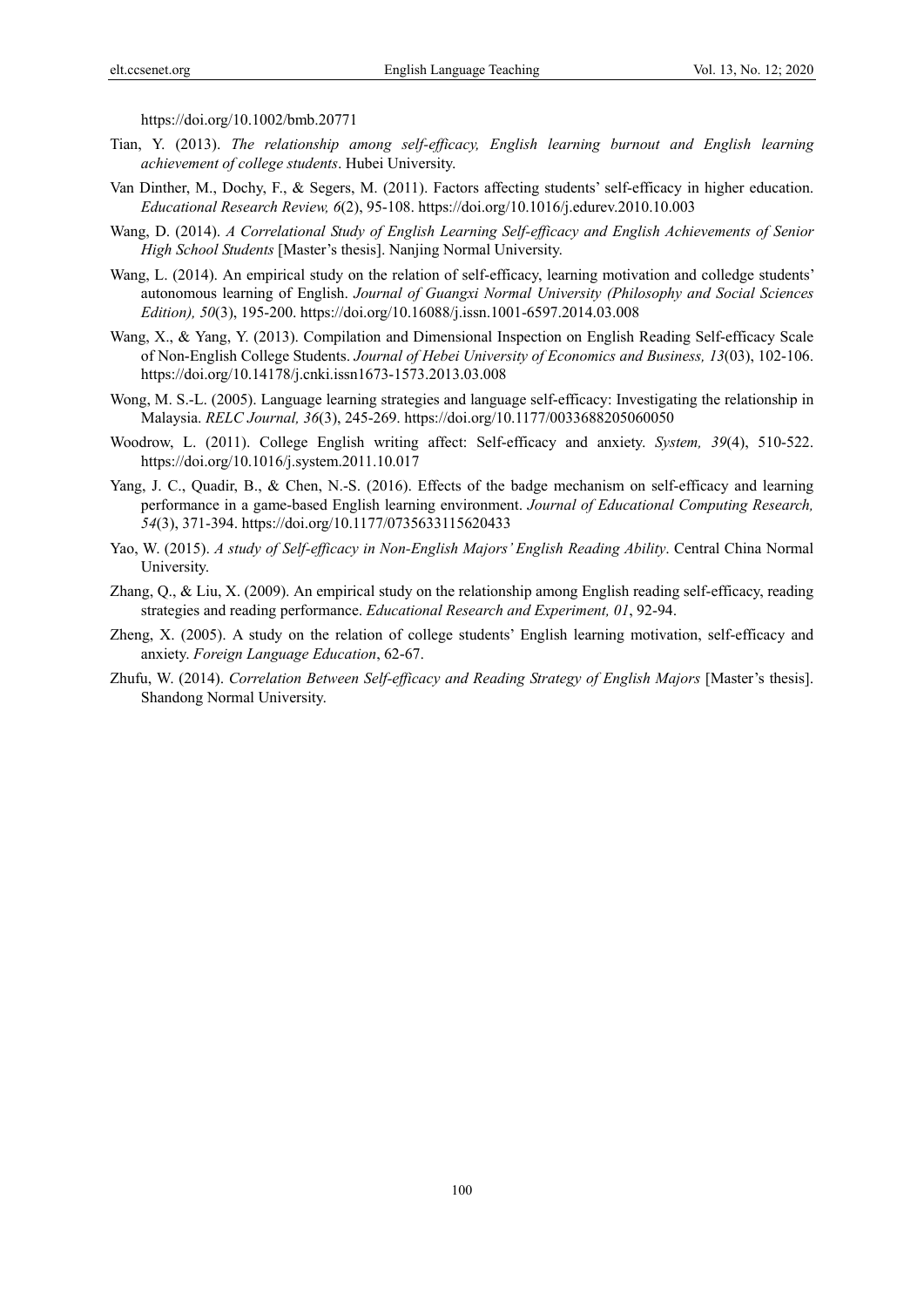https://doi.org/10.1002/bmb.20771

Tian, Y. (2013). *The relationship among self-efficacy, English learning burnout and English learning achievement of college students*. Hubei University.

Van Dinther, M., Dochy, F., & Segers, M. (2011). Factors affecting students' self-efficacy in higher education. *Educational Research Review, 6*(2), 95-108. https://doi.org/10.1016/j.edurev.2010.10.003

Wang, D. (2014). *A Correlational Study of English Learning Self-efficacy and English Achievements of Senior High School Students* [Master's thesis]. Nanjing Normal University.

Wang, L. (2014). An empirical study on the relation of self-efficacy, learning motivation and colledge students' autonomous learning of English. *Journal of Guangxi Normal University (Philosophy and Social Sciences Edition), 50*(3), 195-200. https://doi.org/10.16088/j.issn.1001-6597.2014.03.008

Wang, X., & Yang, Y. (2013). Compilation and Dimensional Inspection on English Reading Self-efficacy Scale of Non-English College Students. *Journal of Hebei University of Economics and Business, 13*(03), 102-106. https://doi.org/10.14178/j.cnki.issn1673-1573.2013.03.008

Wong, M. S.-L. (2005). Language learning strategies and language self-efficacy: Investigating the relationship in Malaysia. *RELC Journal, 36*(3), 245-269. https://doi.org/10.1177/0033688205060050

Woodrow, L. (2011). College English writing affect: Self-efficacy and anxiety. *System, 39*(4), 510-522. https://doi.org/10.1016/j.system.2011.10.017

Yang, J. C., Quadir, B., & Chen, N.-S. (2016). Effects of the badge mechanism on self-efficacy and learning performance in a game-based English learning environment. *Journal of Educational Computing Research, 54*(3), 371-394. https://doi.org/10.1177/0735633115620433

Yao, W. (2015). *A study of Self-efficacy in Non-English Majors' English Reading Ability*. Central China Normal University.

Zhang, Q., & Liu, X. (2009). An empirical study on the relationship among English reading self-efficacy, reading strategies and reading performance. *Educational Research and Experiment, 01*, 92-94.

Zheng, X. (2005). A study on the relation of college students' English learning motivation, self-efficacy and anxiety. *Foreign Language Education*, 62-67.

Zhufu, W. (2014). *Correlation Between Self-efficacy and Reading Strategy of English Majors* [Master's thesis]. Shandong Normal University.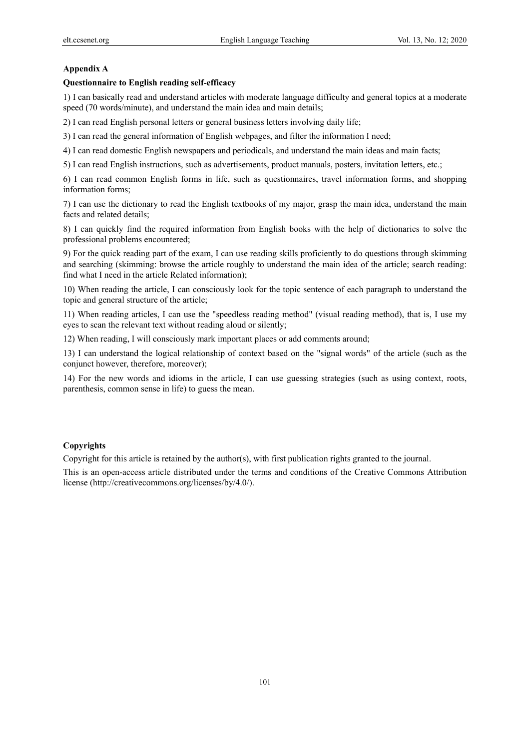## Appendix A

### Questionnaire to English reading self-efficacy

1) I can basically read and understand articles with moderate language difficulty and general topics at a moderate speed (70 words/minute), and understand the main idea and main details;

2) I can read English personal letters or general business letters involving daily life;

3) I can read the general information of English webpages, and filter the information I need;

4) I can read domestic English newspapers and periodicals, and understand the main ideas and main facts;

5) I can read English instructions, such as advertisements, product manuals, posters, invitation letters, etc.;

6) I can read common English forms in life, such as questionnaires, travel information forms, and shopping information forms;

7) I can use the dictionary to read the English textbooks of my major, grasp the main idea, understand the main facts and related details;

8) I can quickly find the required information from English books with the help of dictionaries to solve the professional problems encountered;

9) For the quick reading part of the exam, I can use reading skills proficiently to do questions through skimming and searching (skimming: browse the article roughly to understand the main idea of the article; search reading: find what I need in the article Related information);

10) When reading the article, I can consciously look for the topic sentence of each paragraph to understand the topic and general structure of the article;

11) When reading articles, I can use the "speedless reading method" (visual reading method), that is, I use my eyes to scan the relevant text without reading aloud or silently;

12) When reading, I will consciously mark important places or add comments around;

13) I can understand the logical relationship of context based on the "signal words" of the article (such as the conjunct however, therefore, moreover);

14) For the new words and idioms in the article, I can use guessing strategies (such as using context, roots, parenthesis, common sense in life) to guess the mean.

## Copyrights

Copyright for this article is retained by the author(s), with first publication rights granted to the journal.

This is an open-access article distributed under the terms and conditions of the Creative Commons Attribution license (http://creativecommons.org/licenses/by/4.0/).